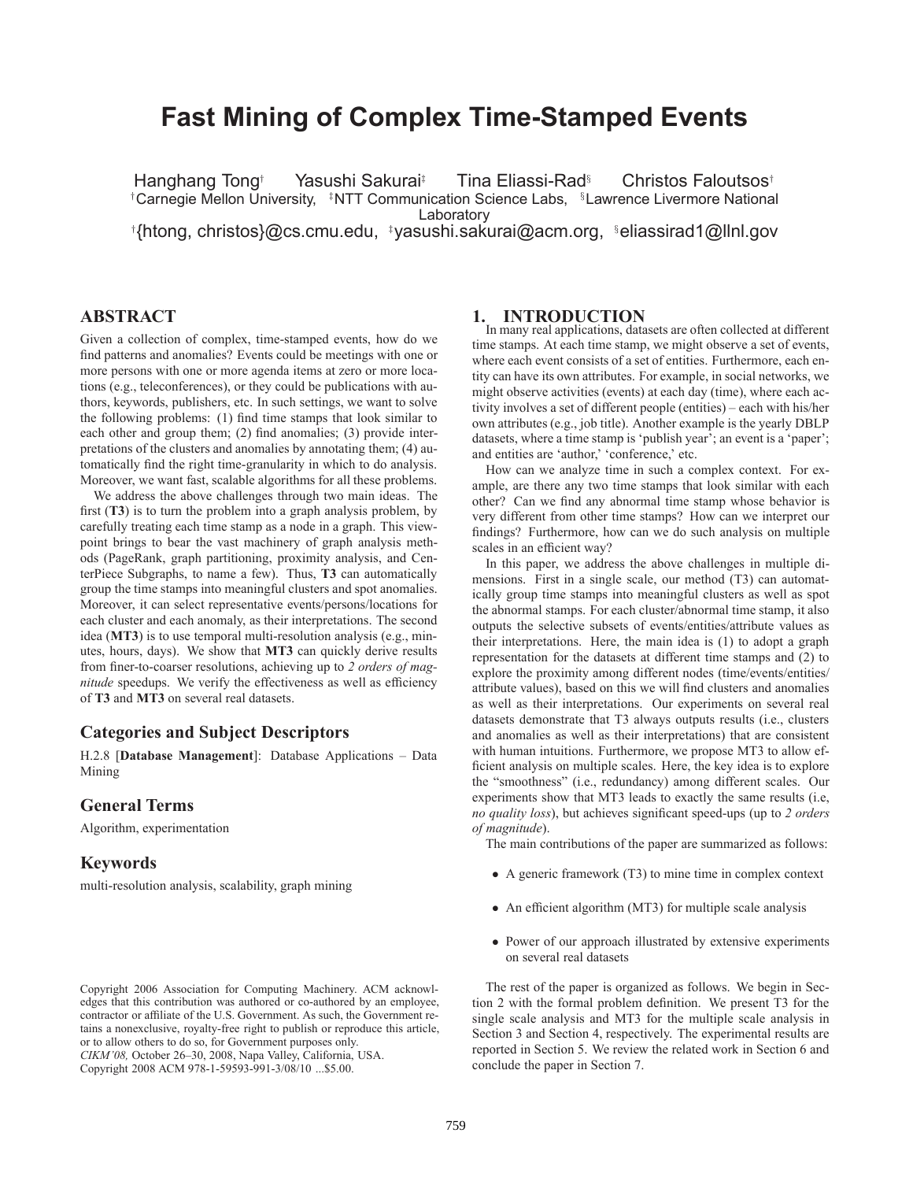# Fast Mining of Complex Time-Stamped Events

Hanghang Tong[†] Yasushi Sakurai[‡] Tina Eliassi-Rad[§] Christos Faloutsos[†]

[†]Carnegie Mellon University, [‡]NTT Communication Science Labs, [§]Lawrence Livermore National Laboratory

[†]{htong, christos}@cs.cmu.edu, [‡]yasushi.sakurai@acm.org, [§]eliassirad1@llnl.gov

## ABSTRACT

Given a collection of complex, time-stamped events, how do we find patterns and anomalies? Events could be meetings with one or more persons with one or more agenda items at zero or more locations (e.g., teleconferences), or they could be publications with authors, keywords, publishers, etc. In such settings, we want to solve the following problems: (1) find time stamps that look similar to each other and group them; (2) find anomalies; (3) provide interpretations of the clusters and anomalies by annotating them; (4) automatically find the right time-granularity in which to do analysis. Moreover, we want fast, scalable algorithms for all these problems.

We address the above challenges through two main ideas. The first (**T3**) is to turn the problem into a graph analysis problem, by carefully treating each time stamp as a node in a graph. This viewpoint brings to bear the vast machinery of graph analysis methods (PageRank, graph partitioning, proximity analysis, and CenterPiece Subgraphs, to name a few). Thus, **T3** can automatically group the time stamps into meaningful clusters and spot anomalies. Moreover, it can select representative events/persons/locations for each cluster and each anomaly, as their interpretations. The second idea (**MT3**) is to use temporal multi-resolution analysis (e.g., minutes, hours, days). We show that **MT3** can quickly derive results from finer-to-coarser resolutions, achieving up to *2 orders of magnitude* speedups. We verify the effectiveness as well as efficiency of **T3** and **MT3** on several real datasets.

## Categories and Subject Descriptors

H.2.8 [**Database Management**]: Database Applications – Data Mining

## General Terms

Algorithm, experimentation

## Keywords

multi-resolution analysis, scalability, graph mining

Copyright 2006 Association for Computing Machinery. ACM acknowledges that this contribution was authored or co-authored by an employee, contractor or affiliate of the U.S. Government. As such, the Government retains a nonexclusive, royalty-free right to publish or reproduce this article, or to allow others to do so, for Government purposes only.
*CIKM'08,* October 26–30, 2008, Napa Valley, California, USA.
Copyright 2008 ACM 978-1-59593-991-3/08/10 ...$5.00.

## 1. INTRODUCTION

In many real applications, datasets are often collected at different time stamps. At each time stamp, we might observe a set of events, where each event consists of a set of entities. Furthermore, each entity can have its own attributes. For example, in social networks, we might observe activities (events) at each day (time), where each activity involves a set of different people (entities) – each with his/her own attributes (e.g., job title). Another example is the yearly DBLP datasets, where a time stamp is 'publish year'; an event is a 'paper'; and entities are 'author,' 'conference,' etc.

How can we analyze time in such a complex context. For example, are there any two time stamps that look similar with each other? Can we find any abnormal time stamp whose behavior is very different from other time stamps? How can we interpret our findings? Furthermore, how can we do such analysis on multiple scales in an efficient way?

In this paper, we address the above challenges in multiple dimensions. First in a single scale, our method (T3) can automatically group time stamps into meaningful clusters as well as spot the abnormal stamps. For each cluster/abnormal time stamp, it also outputs the selective subsets of events/entities/attribute values as their interpretations. Here, the main idea is (1) to adopt a graph representation for the datasets at different time stamps and (2) to explore the proximity among different nodes (time/events/entities/attribute values), based on this we will find clusters and anomalies as well as their interpretations. Our experiments on several real datasets demonstrate that T3 always outputs results (i.e., clusters and anomalies as well as their interpretations) that are consistent with human intuitions. Furthermore, we propose MT3 to allow efficient analysis on multiple scales. Here, the key idea is to explore the "smoothness" (i.e., redundancy) among different scales. Our experiments show that MT3 leads to exactly the same results (i.e, *no quality loss*), but achieves significant speed-ups (up to *2 orders of magnitude*).

The main contributions of the paper are summarized as follows:

- A generic framework (T3) to mine time in complex context
- An efficient algorithm (MT3) for multiple scale analysis
- Power of our approach illustrated by extensive experiments on several real datasets

The rest of the paper is organized as follows. We begin in Section 2 with the formal problem definition. We present T3 for the single scale analysis and MT3 for the multiple scale analysis in Section 3 and Section 4, respectively. The experimental results are reported in Section 5. We review the related work in Section 6 and conclude the paper in Section 7.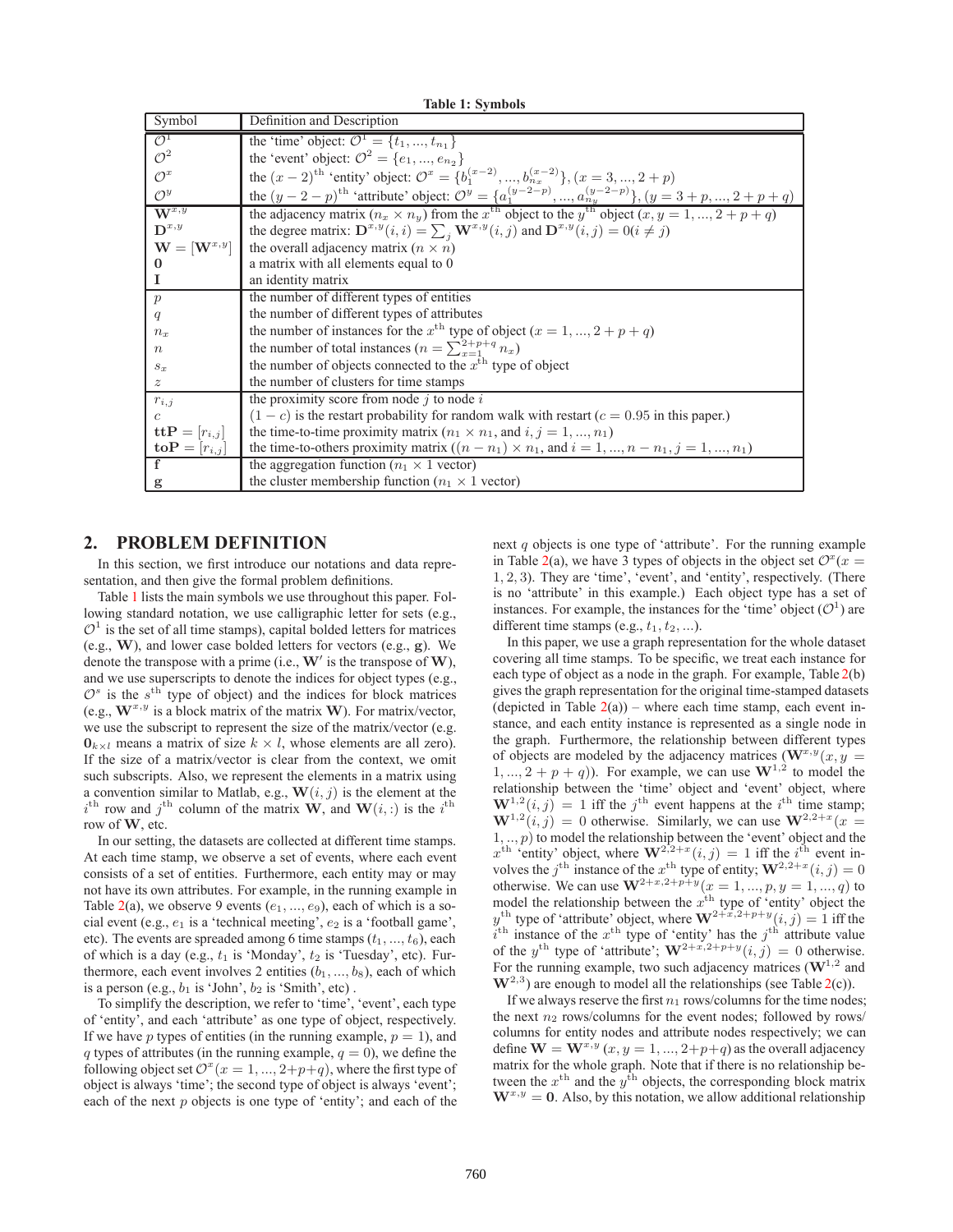**Table 1: Symbols**

| Symbol | Definition and Description |
|---|---|
| $\mathcal{O}^1$ | the 'time' object: $\mathcal{O}^1 = \{t_1, ..., t_{n_1}\}$ |
| $\mathcal{O}^2$ | the 'event' object: $\mathcal{O}^2 = \{e_1, ..., e_{n_2}\}$ |
| $\mathcal{O}^x$ | the $(x-2)^{\text{th}}$ 'entity' object: $\mathcal{O}^x = \{b_1^{(x-2)}, ..., b_{n_x}^{(x-2)}\}, (x = 3, ..., 2+p)$ |
| $\mathcal{O}^y$ | the $(y-2-p)^{\text{th}}$ 'attribute' object: $\mathcal{O}^y = \{a_1^{(y-2-p)}, ..., a_{n_y}^{(y-2-p)}\}, (y = 3+p, ..., 2+p+q)$ |
| $\mathbf{W}^{x,y}$ | the adjacency matrix ($n_x \times n_y$) from the $x^{\text{th}}$ object to the $y^{\text{th}}$ object $(x, y = 1, ..., 2+p+q)$ |
| $\mathbf{D}^{x,y}$ | the degree matrix: $\mathbf{D}^{x,y}(i,i) = \sum_j \mathbf{W}^{x,y}(i,j)$ and $\mathbf{D}^{x,y}(i,j) = 0 (i \neq j)$ |
| $\mathbf{W} = [\mathbf{W}^{x,y}]$ | the overall adjacency matrix ($n \times n$) |
| $\mathbf{0}$ | a matrix with all elements equal to 0 |
| $\mathbf{I}$ | an identity matrix |
| $p$ | the number of different types of entities |
| $q$ | the number of different types of attributes |
| $n_x$ | the number of instances for the $x^{\text{th}}$ type of object $(x = 1, ..., 2+p+q)$ |
| $n$ | the number of total instances ($n = \sum_{x=1}^{2+p+q} n_x$) |
| $s_x$ | the number of objects connected to the $x^{\text{th}}$ type of object |
| $z$ | the number of clusters for time stamps |
| $r_{i,j}$ | the proximity score from node $j$ to node $i$ |
| $c$ | $(1-c)$ is the restart probability for random walk with restart ($c = 0.95$ in this paper.) |
| $\mathbf{ttP} = [r_{i,j}]$ | the time-to-time proximity matrix ($n_1 \times n_1$, and $i, j = 1, ..., n_1$) |
| $\mathbf{toP} = [r_{i,j}]$ | the time-to-others proximity matrix ($(n - n_1) \times n_1$, and $i = 1, ..., n - n_1, j = 1, ..., n_1$) |
| $\mathbf{f}$ | the aggregation function ($n_1 \times 1$ vector) |
| $\mathbf{g}$ | the cluster membership function ($n_1 \times 1$ vector) |

## 2. PROBLEM DEFINITION

In this section, we first introduce our notations and data representation, and then give the formal problem definitions.

Table 1 lists the main symbols we use throughout this paper. Following standard notation, we use calligraphic letter for sets (e.g., $\mathcal{O}^1$ is the set of all time stamps), capital bolded letters for matrices (e.g., $\mathbf{W}$), and lower case bolded letters for vectors (e.g., $\mathbf{g}$). We denote the transpose with a prime (i.e., $\mathbf{W}'$ is the transpose of $\mathbf{W}$), and we use superscripts to denote the indices for object types (e.g., $\mathcal{O}^s$ is the $s^{\text{th}}$ type of object) and the indices for block matrices (e.g., $\mathbf{W}^{x,y}$ is a block matrix of the matrix $\mathbf{W}$). For matrix/vector, we use the subscript to represent the size of the matrix/vector (e.g. $\mathbf{0}_{k\times l}$ means a matrix of size $k \times l$, whose elements are all zero). If the size of a matrix/vector is clear from the context, we omit such subscripts. Also, we represent the elements in a matrix using a convention similar to Matlab, e.g., $\mathbf{W}(i, j)$ is the element at the $i^{\text{th}}$ row and $j^{\text{th}}$ column of the matrix $\mathbf{W}$, and $\mathbf{W}(i, :)$ is the $i^{\text{th}}$ row of $\mathbf{W}$, etc.

In our setting, the datasets are collected at different time stamps. At each time stamp, we observe a set of events, where each event consists of a set of entities. Furthermore, each entity may or may not have its own attributes. For example, in the running example in Table 2(a), we observe 9 events ($e_1, ..., e_9$), each of which is a social event (e.g., $e_1$ is a 'technical meeting', $e_2$ is a 'football game', etc). The events are spreaded among 6 time stamps ($t_1, ..., t_6$), each of which is a day (e.g., $t_1$ is 'Monday', $t_2$ is 'Tuesday', etc). Furthermore, each event involves 2 entities ($b_1, ..., b_8$), each of which is a person (e.g., $b_1$ is 'John', $b_2$ is 'Smith', etc) .

To simplify the description, we refer to 'time', 'event', each type of 'entity', and each 'attribute' as one type of object, respectively. If we have $p$ types of entities (in the running example, $p = 1$), and $q$ types of attributes (in the running example, $q = 0$), we define the following object set $\mathcal{O}^x (x = 1, ..., 2+p+q)$, where the first type of object is always 'time'; the second type of object is always 'event'; each of the next $p$ objects is one type of 'entity'; and each of the next $q$ objects is one type of 'attribute'. For the running example in Table 2(a), we have 3 types of objects in the object set $\mathcal{O}^x (x = 1, 2, 3)$. They are 'time', 'event', and 'entity', respectively. (There is no 'attribute' in this example.) Each object type has a set of instances. For example, the instances for the 'time' object ($\mathcal{O}^1$) are different time stamps (e.g., $t_1, t_2, ...$).

In this paper, we use a graph representation for the whole dataset covering all time stamps. To be specific, we treat each instance for each type of object as a node in the graph. For example, Table 2(b) gives the graph representation for the original time-stamped datasets (depicted in Table 2(a)) – where each time stamp, each event instance, and each entity instance is represented as a single node in the graph. Furthermore, the relationship between different types of objects are modeled by the adjacency matrices ($\mathbf{W}^{x,y} (x, y = 1, ..., 2+p+q)$). For example, we can use $\mathbf{W}^{1,2}$ to model the relationship between the 'time' object and 'event' object, where $\mathbf{W}^{1,2}(i, j) = 1$ iff the $j^{\text{th}}$ event happens at the $i^{\text{th}}$ time stamp; $\mathbf{W}^{1,2}(i, j) = 0$ otherwise. Similarly, we can use $\mathbf{W}^{2,2+x} (x = 1, .., p)$ to model the relationship between the 'event' object and the $x^{\text{th}}$ 'entity' object, where $\mathbf{W}^{2,2+x}(i, j) = 1$ iff the $i^{\text{th}}$ event involves the $j^{\text{th}}$ instance of the $x^{\text{th}}$ type of entity; $\mathbf{W}^{2,2+x}(i, j) = 0$ otherwise. We can use $\mathbf{W}^{2+x,2+p+y} (x = 1, ..., p, y = 1, ..., q)$ to model the relationship between the $x^{\text{th}}$ type of 'entity' object the $y^{\text{th}}$ type of 'attribute' object, where $\mathbf{W}^{2+x,2+p+y}(i, j) = 1$ iff the $i^{\text{th}}$ instance of the $x^{\text{th}}$ type of 'entity' has the $j^{\text{th}}$ attribute value of the $y^{\text{th}}$ type of 'attribute'; $\mathbf{W}^{2+x,2+p+y}(i, j) = 0$ otherwise. For the running example, two such adjacency matrices ($\mathbf{W}^{1,2}$ and $\mathbf{W}^{2,3}$) are enough to model all the relationships (see Table 2(c)).

If we always reserve the first $n_1$ rows/columns for the time nodes; the next $n_2$ rows/columns for the event nodes; followed by rows/columns for entity nodes and attribute nodes respectively; we can define $\mathbf{W} = \mathbf{W}^{x,y} (x, y = 1, ..., 2+p+q)$ as the overall adjacency matrix for the whole graph. Note that if there is no relationship between the $x^{\text{th}}$ and the $y^{\text{th}}$ objects, the corresponding block matrix $\mathbf{W}^{x,y} = \mathbf{0}$. Also, by this notation, we allow additional relationship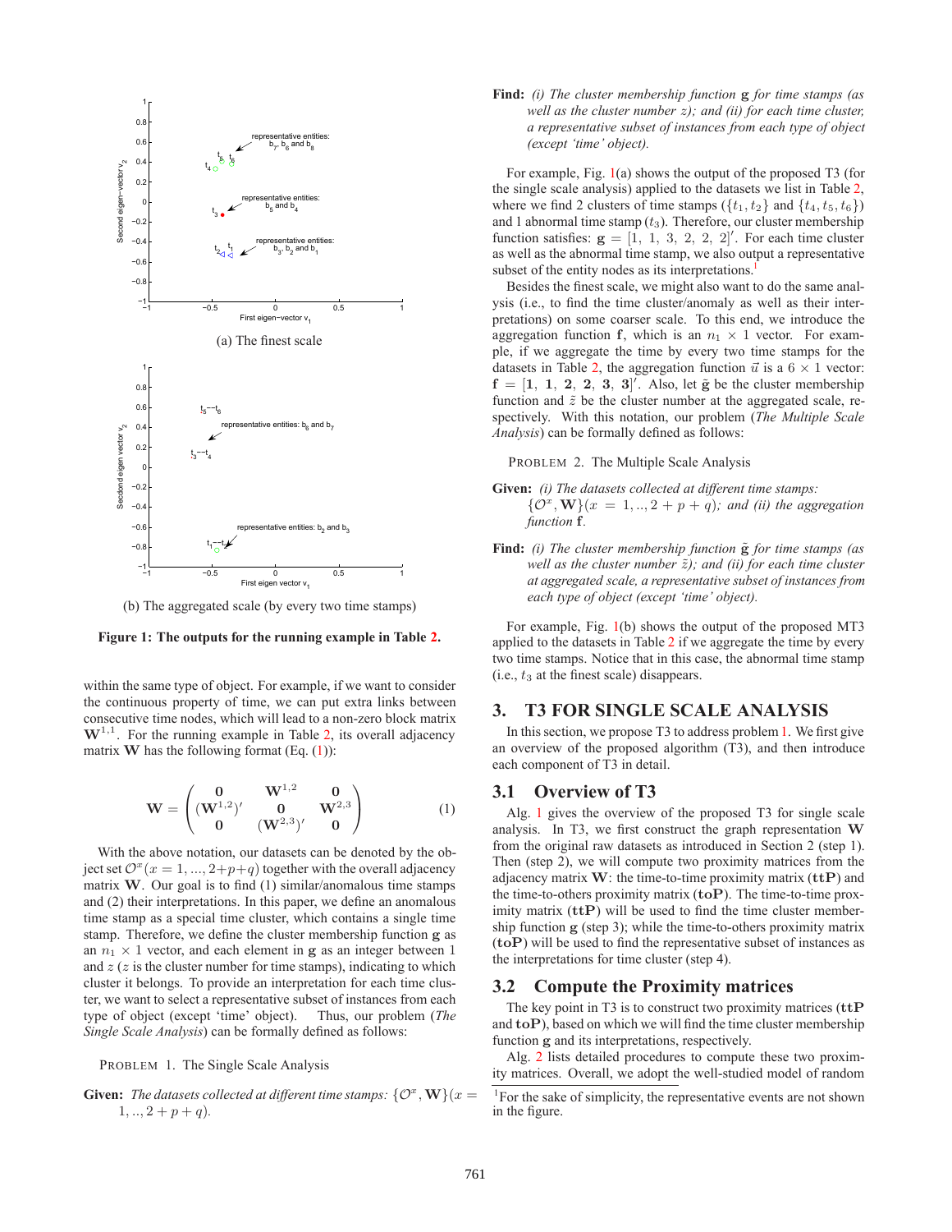(a) The finest scale

(b) The aggregated scale (by every two time stamps)

**Figure 1: The outputs for the running example in Table 2.**

within the same type of object. For example, if we want to consider the continuous property of time, we can put extra links between consecutive time nodes, which will lead to a non-zero block matrix $\mathbf{W}^{1,1}$. For the running example in Table 2, its overall adjacency matrix $\mathbf{W}$ has the following format (Eq. (1)):

$$\mathbf{W} = \begin{pmatrix} \mathbf{0} & \mathbf{W}^{1,2} & \mathbf{0} \\ (\mathbf{W}^{1,2})' & \mathbf{0} & \mathbf{W}^{2,3} \\ \mathbf{0} & (\mathbf{W}^{2,3})' & \mathbf{0} \end{pmatrix} \quad (1)$$

With the above notation, our datasets can be denoted by the object set $\mathcal{O}^x(x = 1, ..., 2+p+q)$ together with the overall adjacency matrix $\mathbf{W}$. Our goal is to find (1) similar/anomalous time stamps and (2) their interpretations. In this paper, we define an anomalous time stamp as a special time cluster, which contains a single time stamp. Therefore, we define the cluster membership function $\mathbf{g}$ as an $n_1 \times 1$ vector, and each element in $\mathbf{g}$ as an integer between 1 and $z$ ($z$ is the cluster number for time stamps), indicating to which cluster it belongs. To provide an interpretation for each time cluster, we want to select a representative subset of instances from each type of object (except 'time' object). Thus, our problem (*The Single Scale Analysis*) can be formally defined as follows:

PROBLEM 1. The Single Scale Analysis

**Given:** *The datasets collected at different time stamps:* $\{\mathcal{O}^x, \mathbf{W}\}(x = 1, .., 2 + p + q)$.

**Find:** *(i) The cluster membership function* $\mathbf{g}$ *for time stamps (as well as the cluster number* $z$*); and (ii) for each time cluster, a representative subset of instances from each type of object (except 'time' object).*

For example, Fig. 1(a) shows the output of the proposed T3 (for the single scale analysis) applied to the datasets we list in Table 2, where we find 2 clusters of time stamps ($\{t_1, t_2\}$ and $\{t_4, t_5, t_6\}$) and 1 abnormal time stamp ($t_3$). Therefore, our cluster membership function satisfies: $\mathbf{g} = [1,\ 1,\ 3,\ 2,\ 2,\ 2]'$. For each time cluster as well as the abnormal time stamp, we also output a representative subset of the entity nodes as its interpretations.[1]

Besides the finest scale, we might also want to do the same analysis (i.e., to find the time cluster/anomaly as well as their interpretations) on some coarser scale. To this end, we introduce the aggregation function $\mathbf{f}$, which is an $n_1 \times 1$ vector. For example, if we aggregate the time by every two time stamps for the datasets in Table 2, the aggregation function $\vec{u}$ is a $6 \times 1$ vector: $\mathbf{f} = [\mathbf{1},\ \mathbf{1},\ \mathbf{2},\ \mathbf{2},\ \mathbf{3},\ \mathbf{3}]'$. Also, let $\tilde{\mathbf{g}}$ be the cluster membership function and $\tilde{z}$ be the cluster number at the aggregated scale, respectively. With this notation, our problem (*The Multiple Scale Analysis*) can be formally defined as follows:

PROBLEM 2. The Multiple Scale Analysis

**Given:** *(i) The datasets collected at different time stamps:* $\{\mathcal{O}^x, \mathbf{W}\}(x = 1, .., 2 + p + q)$*; and (ii) the aggregation function* $\mathbf{f}$.

**Find:** *(i) The cluster membership function* $\tilde{\mathbf{g}}$ *for time stamps (as well as the cluster number* $\tilde{z}$*); and (ii) for each time cluster at aggregated scale, a representative subset of instances from each type of object (except 'time' object).*

For example, Fig. 1(b) shows the output of the proposed MT3 applied to the datasets in Table 2 if we aggregate the time by every two time stamps. Notice that in this case, the abnormal time stamp (i.e., $t_3$ at the finest scale) disappears.

## 3. T3 FOR SINGLE SCALE ANALYSIS

In this section, we propose T3 to address problem 1. We first give an overview of the proposed algorithm (T3), and then introduce each component of T3 in detail.

### 3.1 Overview of T3

Alg. 1 gives the overview of the proposed T3 for single scale analysis. In T3, we first construct the graph representation $\mathbf{W}$ from the original raw datasets as introduced in Section 2 (step 1). Then (step 2), we will compute two proximity matrices from the adjacency matrix $\mathbf{W}$: the time-to-time proximity matrix ($\mathbf{ttP}$) and the time-to-others proximity matrix ($\mathbf{toP}$). The time-to-time proximity matrix ($\mathbf{ttP}$) will be used to find the time cluster membership function $\mathbf{g}$ (step 3); while the time-to-others proximity matrix ($\mathbf{toP}$) will be used to find the representative subset of instances as the interpretations for time cluster (step 4).

### 3.2 Compute the Proximity matrices

The key point in T3 is to construct two proximity matrices ($\mathbf{ttP}$ and $\mathbf{toP}$), based on which we will find the time cluster membership function $\mathbf{g}$ and its interpretations, respectively.

Alg. 2 lists detailed procedures to compute these two proximity matrices. Overall, we adopt the well-studied model of random

[1] For the sake of simplicity, the representative events are not shown in the figure.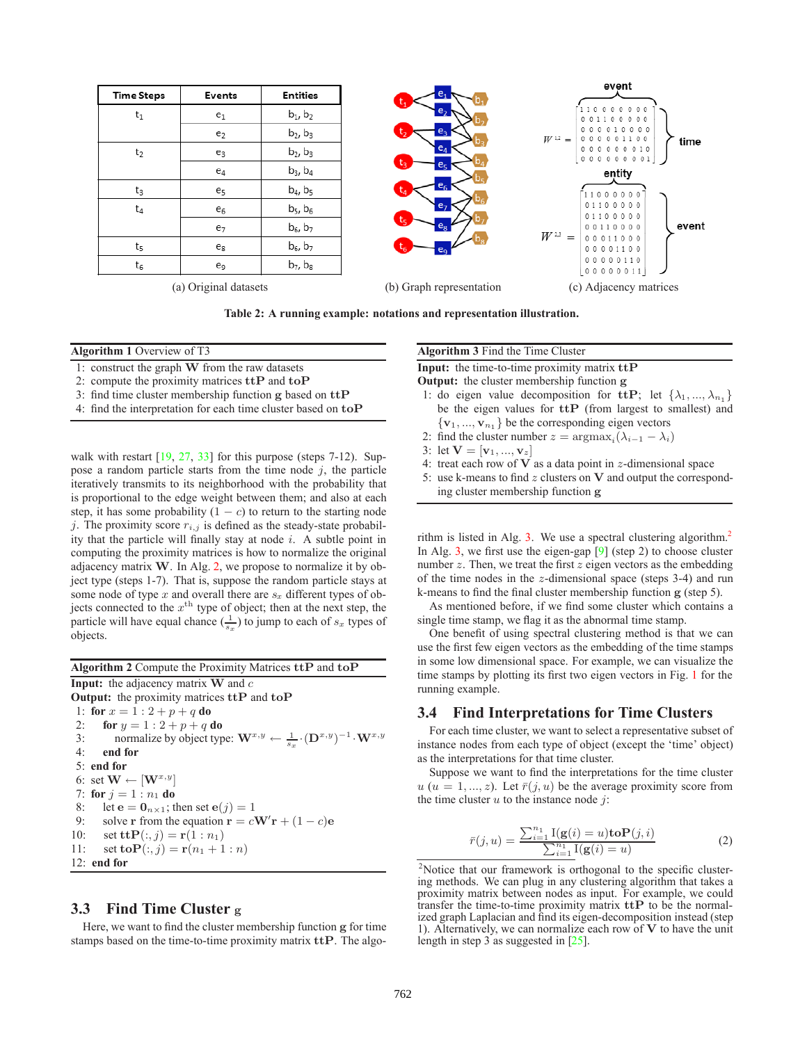| Time Steps | Events | Entities |
| --- | --- | --- |
| $t_1$ | $e_1$ | $b_1$, $b_2$ |
| | $e_2$ | $b_2$, $b_3$ |
| $t_2$ | $e_3$ | $b_2$, $b_3$ |
| | $e_4$ | $b_3$, $b_4$ |
| $t_3$ | $e_5$ | $b_4$, $b_5$ |
| $t_4$ | $e_6$ | $b_5$, $b_6$ |
| | $e_7$ | $b_6$, $b_7$ |
| $t_5$ | $e_8$ | $b_6$, $b_7$ |
| $t_6$ | $e_9$ | $b_7$, $b_8$ |

(a) Original datasets

(b) Graph representation

$$W^{1,2} = \begin{bmatrix} 1&1&0&0&0&0&0&0&0 \\ 0&0&1&1&0&0&0&0&0 \\ 0&0&0&0&1&0&0&0&0 \\ 0&0&0&0&0&1&1&0&0 \\ 0&0&0&0&0&0&0&1&0 \\ 0&0&0&0&0&0&0&0&1 \end{bmatrix}$$
(columns: event; rows: time)

$$W^{2,3} = \begin{bmatrix} 1&1&0&0&0&0&0&0 \\ 0&1&1&0&0&0&0&0 \\ 0&1&1&0&0&0&0&0 \\ 0&0&1&1&0&0&0&0 \\ 0&0&0&1&1&0&0&0 \\ 0&0&0&0&1&1&0&0 \\ 0&0&0&0&0&1&1&0 \\ 0&0&0&0&0&1&1&0 \\ 0&0&0&0&0&0&1&1 \end{bmatrix}$$
(columns: entity; rows: event)

(c) Adjacency matrices

**Table 2: A running example: notations and representation illustration.**

---

**Algorithm 1** Overview of T3

1: construct the graph $\mathbf{W}$ from the raw datasets
2: compute the proximity matrices $\mathbf{ttP}$ and $\mathbf{toP}$
3: find time cluster membership function $\mathbf{g}$ based on $\mathbf{ttP}$
4: find the interpretation for each time cluster based on $\mathbf{toP}$

---

walk with restart [19, 27, 33] for this purpose (steps 7-12). Suppose a random particle starts from the time node $j$, the particle iteratively transmits to its neighborhood with the probability that is proportional to the edge weight between them; and also at each step, it has some probability $(1-c)$ to return to the starting node $j$. The proximity score $r_{i,j}$ is defined as the steady-state probability that the particle will finally stay at node $i$. A subtle point in computing the proximity matrices is how to normalize the original adjacency matrix $\mathbf{W}$. In Alg. 2, we propose to normalize it by object type (steps 1-7). That is, suppose the random particle stays at some node of type $x$ and overall there are $s_x$ different types of objects connected to the $x^{\text{th}}$ type of object; then at the next step, the particle will have equal chance ($\frac{1}{s_x}$) to jump to each of $s_x$ types of objects.

---

**Algorithm 2** Compute the Proximity Matrices $\mathbf{ttP}$ and $\mathbf{toP}$

**Input:** the adjacency matrix $\mathbf{W}$ and $c$
**Output:** the proximity matrices $\mathbf{ttP}$ and $\mathbf{toP}$
1: **for** $x = 1 : 2 + p + q$ **do**
2: &nbsp;&nbsp;**for** $y = 1 : 2 + p + q$ **do**
3: &nbsp;&nbsp;&nbsp;&nbsp;normalize by object type: $\mathbf{W}^{x,y} \leftarrow \frac{1}{s_x} \cdot (\mathbf{D}^{x,y})^{-1} \cdot \mathbf{W}^{x,y}$
4: &nbsp;&nbsp;**end for**
5: **end for**
6: set $\mathbf{W} \leftarrow [\mathbf{W}^{x,y}]$
7: **for** $j = 1 : n_1$ **do**
8: &nbsp;&nbsp;let $\mathbf{e} = \mathbf{0}_{n \times 1}$; then set $\mathbf{e}(j) = 1$
9: &nbsp;&nbsp;solve $\mathbf{r}$ from the equation $\mathbf{r} = c\mathbf{W}'\mathbf{r} + (1-c)\mathbf{e}$
10: &nbsp;&nbsp;set $\mathbf{ttP}(:, j) = \mathbf{r}(1 : n_1)$
11: &nbsp;&nbsp;set $\mathbf{toP}(:, j) = \mathbf{r}(n_1 + 1 : n)$
12: **end for**

---

### 3.3 Find Time Cluster g

Here, we want to find the cluster membership function $\mathbf{g}$ for time stamps based on the time-to-time proximity matrix $\mathbf{ttP}$. The algorithm is listed in Alg. 3. We use a spectral clustering algorithm.[2] In Alg. 3, we first use the eigen-gap [9] (step 2) to choose cluster number $z$. Then, we treat the first $z$ eigen vectors as the embedding of the time nodes in the $z$-dimensional space (steps 3-4) and run k-means to find the final cluster membership function $\mathbf{g}$ (step 5).

---

**Algorithm 3** Find the Time Cluster

**Input:** the time-to-time proximity matrix $\mathbf{ttP}$
**Output:** the cluster membership function $\mathbf{g}$
1: do eigen value decomposition for $\mathbf{ttP}$; let $\{\lambda_1, ..., \lambda_{n_1}\}$ be the eigen values for $\mathbf{ttP}$ (from largest to smallest) and $\{\mathbf{v}_1, ..., \mathbf{v}_{n_1}\}$ be the corresponding eigen vectors
2: find the cluster number $z = \text{argmax}_i(\lambda_{i-1} - \lambda_i)$
3: let $\mathbf{V} = [\mathbf{v}_1, ..., \mathbf{v}_z]$
4: treat each row of $\mathbf{V}$ as a data point in $z$-dimensional space
5: use k-means to find $z$ clusters on $\mathbf{V}$ and output the corresponding cluster membership function $\mathbf{g}$

---

As mentioned before, if we find some cluster which contains a single time stamp, we flag it as the abnormal time stamp.

One benefit of using spectral clustering method is that we can use the first few eigen vectors as the embedding of the time stamps in some low dimensional space. For example, we can visualize the time stamps by plotting its first two eigen vectors in Fig. 1 for the running example.

### 3.4 Find Interpretations for Time Clusters

For each time cluster, we want to select a representative subset of instance nodes from each type of object (except the 'time' object) as the interpretations for that time cluster.

Suppose we want to find the interpretations for the time cluster $u$ ($u = 1, ..., z$). Let $\bar{r}(j, u)$ be the average proximity score from the time cluster $u$ to the instance node $j$:

$$\bar{r}(j, u) = \frac{\sum_{i=1}^{n_1} \mathrm{I}(\mathbf{g}(i) = u)\mathbf{toP}(j, i)}{\sum_{i=1}^{n_1} \mathrm{I}(\mathbf{g}(i) = u)} \tag{2}$$

[2]Notice that our framework is orthogonal to the specific clustering methods. We can plug in any clustering algorithm that takes a proximity matrix between nodes as input. For example, we could transfer the time-to-time proximity matrix $\mathbf{ttP}$ to be the normalized graph Laplacian and find its eigen-decomposition instead (step 1). Alternatively, we can normalize each row of $\mathbf{V}$ to have the unit length in step 3 as suggested in [25].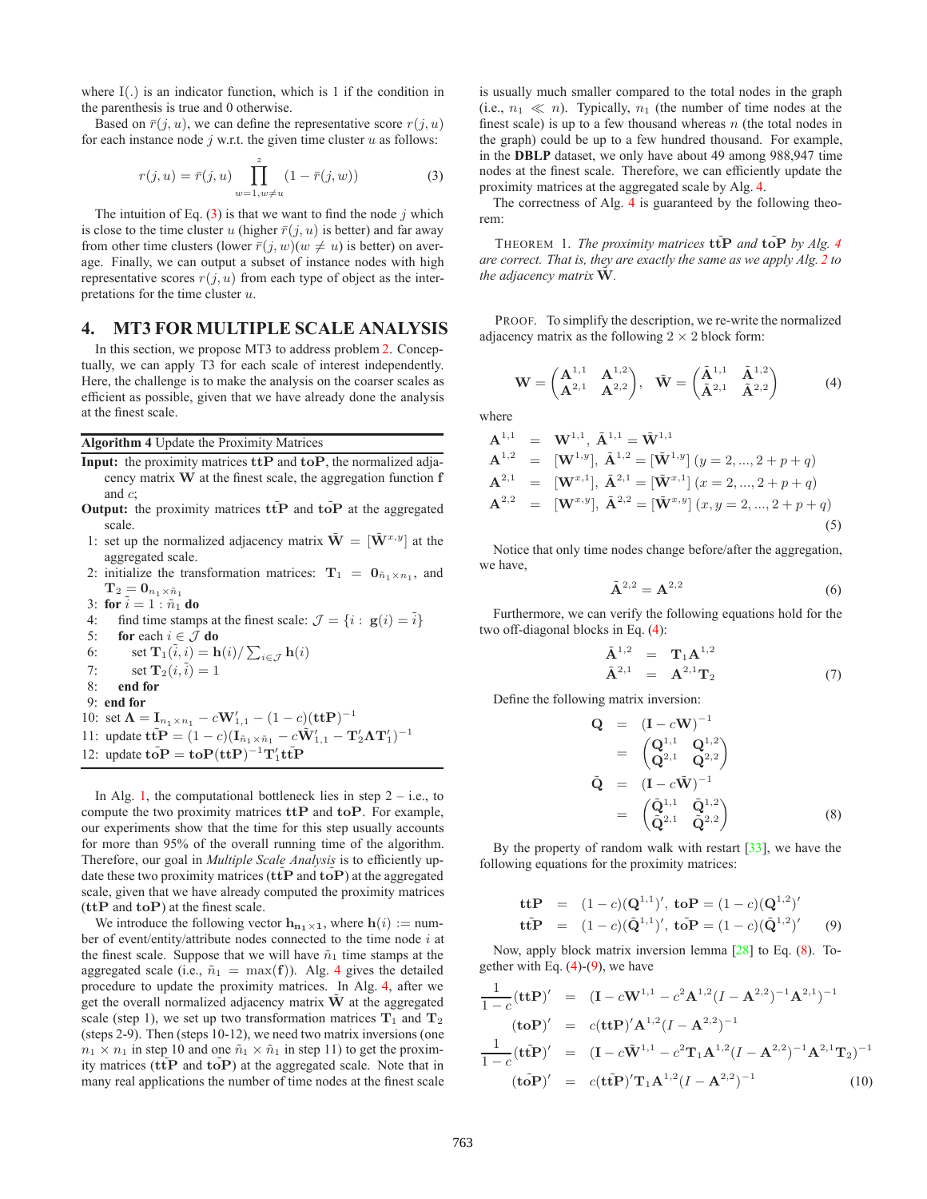where I(.) is an indicator function, which is 1 if the condition in the parenthesis is true and 0 otherwise.

Based on $\bar{r}(j,u)$, we can define the representative score $r(j,u)$ for each instance node $j$ w.r.t. the given time cluster $u$ as follows:

$$r(j,u) = \bar{r}(j,u) \prod_{w=1, w\neq u}^{z} (1 - \bar{r}(j,w)) \tag{3}$$

The intuition of Eq. (3) is that we want to find the node $j$ which is close to the time cluster $u$ (higher $\bar{r}(j,u)$ is better) and far away from other time clusters (lower $\bar{r}(j,w)(w \neq u)$ is better) on average. Finally, we can output a subset of instance nodes with high representative scores $r(j,u)$ from each type of object as the interpretations for the time cluster $u$.

## 4. MT3 FOR MULTIPLE SCALE ANALYSIS

In this section, we propose MT3 to address problem 2. Conceptually, we can apply T3 for each scale of interest independently. Here, the challenge is to make the analysis on the coarser scales as efficient as possible, given that we have already done the analysis at the finest scale.

**Algorithm 4** Update the Proximity Matrices

**Input:** the proximity matrices $\mathbf{ttP}$ and $\mathbf{toP}$, the normalized adjacency matrix $\mathbf{W}$ at the finest scale, the aggregation function $\mathbf{f}$ and $c$;

**Output:** the proximity matrices $\tilde{\mathbf{ttP}}$ and $\tilde{\mathbf{toP}}$ at the aggregated scale.

1: set up the normalized adjacency matrix $\tilde{\mathbf{W}} = [\tilde{\mathbf{W}}^{x,y}]$ at the aggregated scale.
2: initialize the transformation matrices: $\mathbf{T}_1 = \mathbf{0}_{\tilde{n}_1 \times n_1}$, and $\mathbf{T}_2 = \mathbf{0}_{n_1 \times \tilde{n}_1}$
3: **for** $\tilde{i} = 1 : \tilde{n}_1$ **do**
4: find time stamps at the finest scale: $\mathcal{J} = \{i : \mathbf{g}(i) = \tilde{i}\}$
5: **for** each $i \in \mathcal{J}$ **do**
6: set $\mathbf{T}_1(\tilde{i}, i) = \mathbf{h}(i)/\sum_{i\in\mathcal{J}} \mathbf{h}(i)$
7: set $\mathbf{T}_2(i, \tilde{i}) = 1$
8: **end for**
9: **end for**
10: set $\mathbf{\Lambda} = \mathbf{I}_{n_1\times n_1} - c\mathbf{W}'_{1,1} - (1-c)(\mathbf{ttP})^{-1}$
11: update $\tilde{\mathbf{ttP}} = (1-c)(\mathbf{I}_{\tilde{n}_1\times\tilde{n}_1} - c\tilde{\mathbf{W}}'_{1,1} - \mathbf{T}'_2\mathbf{\Lambda}\mathbf{T}'_1)^{-1}$
12: update $\tilde{\mathbf{toP}} = \mathbf{toP}(\mathbf{ttP})^{-1}\mathbf{T}'_1\tilde{\mathbf{ttP}}$

In Alg. 1, the computational bottleneck lies in step 2 – i.e., to compute the two proximity matrices $\mathbf{ttP}$ and $\mathbf{toP}$. For example, our experiments show that the time for this step usually accounts for more than 95% of the overall running time of the algorithm. Therefore, our goal in *Multiple Scale Analysis* is to efficiently update these two proximity matrices ($\tilde{\mathbf{ttP}}$ and $\tilde{\mathbf{toP}}$) at the aggregated scale, given that we have already computed the proximity matrices ($\mathbf{ttP}$ and $\mathbf{toP}$) at the finest scale.

We introduce the following vector $\mathbf{h}_{\mathbf{n_1}\times\mathbf{1}}$, where $\mathbf{h}(i) :=$ number of event/entity/attribute nodes connected to the time node $i$ at the finest scale. Suppose that we will have $\tilde{n}_1$ time stamps at the aggregated scale (i.e., $\tilde{n}_1 = \max(\mathbf{f})$). Alg. 4 gives the detailed procedure to update the proximity matrices. In Alg. 4, after we get the overall normalized adjacency matrix $\tilde{\mathbf{W}}$ at the aggregated scale (step 1), we set up two transformation matrices $\mathbf{T}_1$ and $\mathbf{T}_2$ (steps 2-9). Then (steps 10-12), we need two matrix inversions (one $n_1 \times n_1$ in step 10 and one $\tilde{n}_1 \times \tilde{n}_1$ in step 11) to get the proximity matrices ($\tilde{\mathbf{ttP}}$ and $\tilde{\mathbf{toP}}$) at the aggregated scale. Note that in many real applications the number of time nodes at the finest scale is usually much smaller compared to the total nodes in the graph (i.e., $n_1 \ll n$). Typically, $n_1$ (the number of time nodes at the finest scale) is up to a few thousand whereas $n$ (the total nodes in the graph) could be up to a few hundred thousand. For example, in the **DBLP** dataset, we only have about 49 among 988,947 time nodes at the finest scale. Therefore, we can efficiently update the proximity matrices at the aggregated scale by Alg. 4.

The correctness of Alg. 4 is guaranteed by the following theorem:

THEOREM 1. *The proximity matrices $\tilde{\mathbf{ttP}}$ and $\tilde{\mathbf{toP}}$ by Alg. 4 are correct. That is, they are exactly the same as we apply Alg. 2 to the adjacency matrix $\tilde{\mathbf{W}}$.*

PROOF. To simplify the description, we re-write the normalized adjacency matrix as the following $2 \times 2$ block form:

$$\mathbf{W} = \begin{pmatrix} \mathbf{A}^{1,1} & \mathbf{A}^{1,2} \\ \mathbf{A}^{2,1} & \mathbf{A}^{2,2} \end{pmatrix}, \quad \tilde{\mathbf{W}} = \begin{pmatrix} \tilde{\mathbf{A}}^{1,1} & \tilde{\mathbf{A}}^{1,2} \\ \tilde{\mathbf{A}}^{2,1} & \tilde{\mathbf{A}}^{2,2} \end{pmatrix} \tag{4}$$

where

$$\begin{aligned}
\mathbf{A}^{1,1} &= \mathbf{W}^{1,1},\ \tilde{\mathbf{A}}^{1,1} = \tilde{\mathbf{W}}^{1,1} \\
\mathbf{A}^{1,2} &= [\mathbf{W}^{1,y}],\ \tilde{\mathbf{A}}^{1,2} = [\tilde{\mathbf{W}}^{1,y}]\ (y = 2, ..., 2+p+q) \\
\mathbf{A}^{2,1} &= [\mathbf{W}^{x,1}],\ \tilde{\mathbf{A}}^{2,1} = [\tilde{\mathbf{W}}^{x,1}]\ (x = 2, ..., 2+p+q) \\
\mathbf{A}^{2,2} &= [\mathbf{W}^{x,y}],\ \tilde{\mathbf{A}}^{2,2} = [\tilde{\mathbf{W}}^{x,y}]\ (x, y = 2, ..., 2+p+q)
\end{aligned} \tag{5}$$

Notice that only time nodes change before/after the aggregation, we have,

$$\tilde{\mathbf{A}}^{2,2} = \mathbf{A}^{2,2} \tag{6}$$

Furthermore, we can verify the following equations hold for the two off-diagonal blocks in Eq. (4):

$$\begin{aligned}
\tilde{\mathbf{A}}^{1,2} &= \mathbf{T}_1\mathbf{A}^{1,2} \\
\tilde{\mathbf{A}}^{2,1} &= \mathbf{A}^{2,1}\mathbf{T}_2
\end{aligned} \tag{7}$$

Define the following matrix inversion:

$$\begin{aligned}
\mathbf{Q} &= (\mathbf{I} - c\mathbf{W})^{-1} \\
&= \begin{pmatrix} \mathbf{Q}^{1,1} & \mathbf{Q}^{1,2} \\ \mathbf{Q}^{2,1} & \mathbf{Q}^{2,2} \end{pmatrix} \\
\tilde{\mathbf{Q}} &= (\mathbf{I} - c\tilde{\mathbf{W}})^{-1} \\
&= \begin{pmatrix} \tilde{\mathbf{Q}}^{1,1} & \tilde{\mathbf{Q}}^{1,2} \\ \tilde{\mathbf{Q}}^{2,1} & \tilde{\mathbf{Q}}^{2,2} \end{pmatrix}
\end{aligned} \tag{8}$$

By the property of random walk with restart [33], we have the following equations for the proximity matrices:

$$\begin{aligned}
\mathbf{ttP} &= (1-c)(\mathbf{Q}^{1,1})',\ \mathbf{toP} = (1-c)(\mathbf{Q}^{1,2})' \\
\tilde{\mathbf{ttP}} &= (1-c)(\tilde{\mathbf{Q}}^{1,1})',\ \tilde{\mathbf{toP}} = (1-c)(\tilde{\mathbf{Q}}^{1,2})'
\end{aligned} \tag{9}$$

Now, apply block matrix inversion lemma [28] to Eq. (8). Together with Eq. (4)-(9), we have

$$\begin{aligned}
\frac{1}{1-c}(\mathbf{ttP})' &= (\mathbf{I} - c\mathbf{W}^{1,1} - c^2\mathbf{A}^{1,2}(I - \mathbf{A}^{2,2})^{-1}\mathbf{A}^{2,1})^{-1} \\
(\mathbf{toP})' &= c(\mathbf{ttP})'\mathbf{A}^{1,2}(I - \mathbf{A}^{2,2})^{-1} \\
\frac{1}{1-c}(\tilde{\mathbf{ttP}})' &= (\mathbf{I} - c\tilde{\mathbf{W}}^{1,1} - c^2\mathbf{T}_1\mathbf{A}^{1,2}(I - \mathbf{A}^{2,2})^{-1}\mathbf{A}^{2,1}\mathbf{T}_2)^{-1} \\
(\tilde{\mathbf{toP}})' &= c(\tilde{\mathbf{ttP}})'\mathbf{T}_1\mathbf{A}^{1,2}(I - \mathbf{A}^{2,2})^{-1}
\end{aligned} \tag{10}$$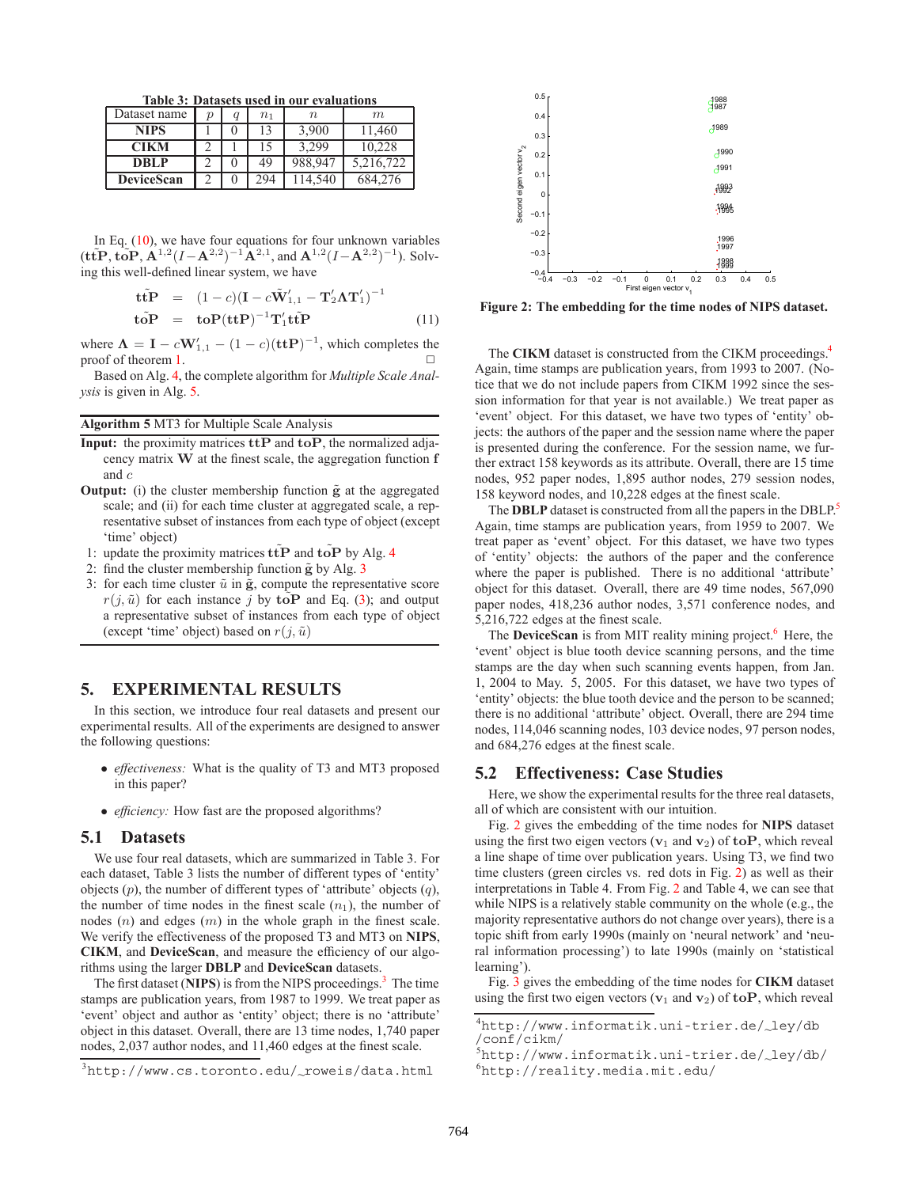Table 3: Datasets used in our evaluations

| Dataset name | $p$ | $q$ | $n_1$ | $n$ | $m$ |
|---|---|---|---|---|---|
| **NIPS** | 1 | 0 | 13 | 3,900 | 11,460 |
| **CIKM** | 2 | 1 | 15 | 3,299 | 10,228 |
| **DBLP** | 2 | 0 | 49 | 988,947 | 5,216,722 |
| **DeviceScan** | 2 | 0 | 294 | 114,540 | 684,276 |

In Eq. (10), we have four equations for four unknown variables ($\tilde{\mathbf{ttP}}$, $\tilde{\mathbf{toP}}$, $\mathbf{A}^{1,2}(I-\mathbf{A}^{2,2})^{-1}\mathbf{A}^{2,1}$, and $\mathbf{A}^{1,2}(I-\mathbf{A}^{2,2})^{-1}$). Solving this well-defined linear system, we have

$$
\begin{aligned}
\tilde{\mathbf{ttP}} &= (1-c)(\mathbf{I} - c\tilde{\mathbf{W}}'_{1,1} - \mathbf{T}'_2\mathbf{\Lambda}\mathbf{T}'_1)^{-1} \\
\tilde{\mathbf{toP}} &= \mathbf{toP}(\mathbf{ttP})^{-1}\mathbf{T}'_1\tilde{\mathbf{ttP}}
\end{aligned} \tag{11}
$$

where $\mathbf{\Lambda} = \mathbf{I} - c\mathbf{W}'_{1,1} - (1-c)(\mathbf{ttP})^{-1}$, which completes the proof of theorem 1. □

Based on Alg. 4, the complete algorithm for *Multiple Scale Analysis* is given in Alg. 5.

**Algorithm 5** MT3 for Multiple Scale Analysis

**Input:** the proximity matrices $\mathbf{ttP}$ and $\mathbf{toP}$, the normalized adjacency matrix $\mathbf{W}$ at the finest scale, the aggregation function $\mathbf{f}$ and $c$

**Output:** (i) the cluster membership function $\tilde{\mathbf{g}}$ at the aggregated scale; and (ii) for each time cluster at aggregated scale, a representative subset of instances from each type of object (except 'time' object)

1: update the proximity matrices $\tilde{\mathbf{ttP}}$ and $\tilde{\mathbf{toP}}$ by Alg. 4
2: find the cluster membership function $\tilde{\mathbf{g}}$ by Alg. 3
3: for each time cluster $\tilde{u}$ in $\tilde{\mathbf{g}}$, compute the representative score $r(j, \tilde{u})$ for each instance $j$ by $\tilde{\mathbf{toP}}$ and Eq. (3); and output a representative subset of instances from each type of object (except 'time' object) based on $r(j, \tilde{u})$

## 5. EXPERIMENTAL RESULTS

In this section, we introduce four real datasets and present our experimental results. All of the experiments are designed to answer the following questions:

- *effectiveness:* What is the quality of T3 and MT3 proposed in this paper?
- *efficiency:* How fast are the proposed algorithms?

### 5.1 Datasets

We use four real datasets, which are summarized in Table 3. For each dataset, Table 3 lists the number of different types of 'entity' objects ($p$), the number of different types of 'attribute' objects ($q$), the number of time nodes in the finest scale ($n_1$), the number of nodes ($n$) and edges ($m$) in the whole graph in the finest scale. We verify the effectiveness of the proposed T3 and MT3 on **NIPS**, **CIKM**, and **DeviceScan**, and measure the efficiency of our algorithms using the larger **DBLP** and **DeviceScan** datasets.

The first dataset (**NIPS**) is from the NIPS proceedings.[3] The time stamps are publication years, from 1987 to 1999. We treat paper as 'event' object and author as 'entity' object; there is no 'attribute' object in this dataset. Overall, there are 13 time nodes, 1,740 paper nodes, 2,037 author nodes, and 11,460 edges at the finest scale.

Figure 2: The embedding for the time nodes of NIPS dataset.

The **CIKM** dataset is constructed from the CIKM proceedings.[4] Again, time stamps are publication years, from 1993 to 2007. (Notice that we do not include papers from CIKM 1992 since the session information for that year is not available.) We treat paper as 'event' object. For this dataset, we have two types of 'entity' objects: the authors of the paper and the session name where the paper is presented during the conference. For the session name, we further extract 158 keywords as its attribute. Overall, there are 15 time nodes, 952 paper nodes, 1,895 author nodes, 279 session nodes, 158 keyword nodes, and 10,228 edges at the finest scale.

The **DBLP** dataset is constructed from all the papers in the DBLP.[5] Again, time stamps are publication years, from 1959 to 2007. We treat paper as 'event' object. For this dataset, we have two types of 'entity' objects: the authors of the paper and the conference where the paper is published. There is no additional 'attribute' object for this dataset. Overall, there are 49 time nodes, 567,090 paper nodes, 418,236 author nodes, 3,571 conference nodes, and 5,216,722 edges at the finest scale.

The **DeviceScan** is from MIT reality mining project.[6] Here, the 'event' object is blue tooth device scanning persons, and the time stamps are the day when such scanning events happen, from Jan. 1, 2004 to May. 5, 2005. For this dataset, we have two types of 'entity' objects: the blue tooth device and the person to be scanned; there is no additional 'attribute' object. Overall, there are 294 time nodes, 114,540 scanning nodes, 103 device nodes, 97 person nodes, and 684,276 edges at the finest scale.

### 5.2 Effectiveness: Case Studies

Here, we show the experimental results for the three real datasets, all of which are consistent with our intuition.

Fig. 2 gives the embedding of the time nodes for **NIPS** dataset using the first two eigen vectors ($\mathbf{v}_1$ and $\mathbf{v}_2$) of $\mathbf{toP}$, which reveal a line shape of time over publication years. Using T3, we find two time clusters (green circles vs. red dots in Fig. 2) as well as their interpretations in Table 4. From Fig. 2 and Table 4, we can see that while NIPS is a relatively stable community on the whole (e.g., the majority representative authors do not change over years), there is a topic shift from early 1990s (mainly on 'neural network' and 'neural information processing') to late 1990s (mainly on 'statistical learning').

Fig. 3 gives the embedding of the time nodes for **CIKM** dataset using the first two eigen vectors ($\mathbf{v}_1$ and $\mathbf{v}_2$) of $\mathbf{toP}$, which reveal

[3] http://www.cs.toronto.edu/~roweis/data.html

[4] http://www.informatik.uni-trier.de/~ley/db/conf/cikm/

[5] http://www.informatik.uni-trier.de/~ley/db/

[6] http://reality.media.mit.edu/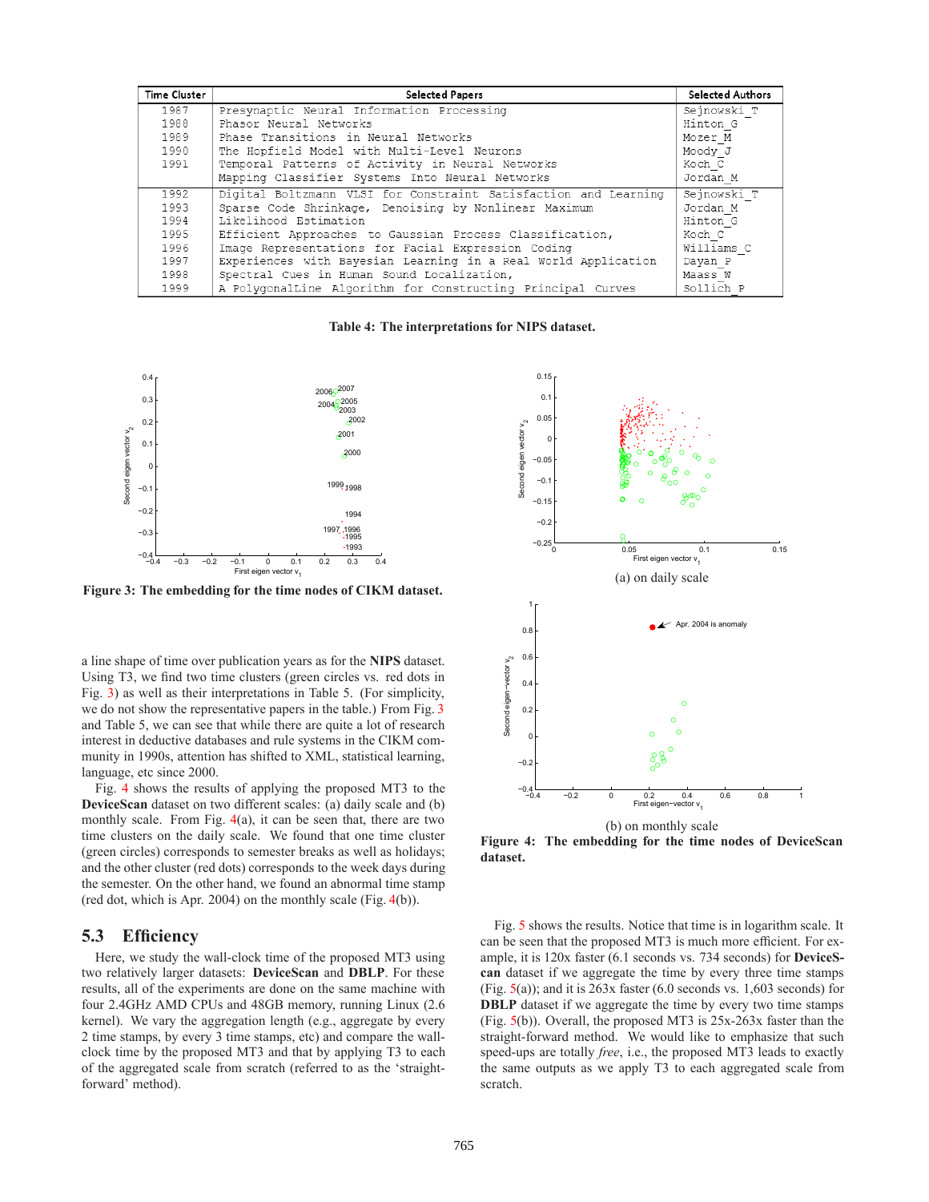| Time Cluster | Selected Papers | Selected Authors |
|---|---|---|
| 1987<br>1988<br>1989<br>1990<br>1991 | Presynaptic Neural Information Processing<br>Phasor Neural Networks<br>Phase Transitions in Neural Networks<br>The Hopfield Model with Multi-Level Neurons<br>Temporal Patterns of Activity in Neural Networks<br>Mapping Classifier Systems Into Neural Networks | Sejnowski_T<br>Hinton_G<br>Mozer_M<br>Moody_J<br>Koch_C<br>Jordan_M |
| 1992<br>1993<br>1994<br>1995<br>1996<br>1997<br>1998<br>1999 | Digital Boltzmann VLSI for Constraint Satisfaction and Learning<br>Sparse Code Shrinkage, Denoising by Nonlinear Maximum<br>Likelihood Estimation<br>Efficient Approaches to Gaussian Process Classification,<br>Image Representations for Facial Expression Coding<br>Experiences with Bayesian Learning in a Real World Application<br>Spectral Cues in Human Sound Localization,<br>A PolygonalLine Algorithm for Constructing Principal Curves | Sejnowski_T<br>Jordan_M<br>Hinton_G<br>Koch_C<br>Williams_C<br>Dayan_P<br>Maass_W<br>Sollich_P |

**Table 4: The interpretations for NIPS dataset.**

**Figure 3: The embedding for the time nodes of CIKM dataset.**

(a) on daily scale

(b) on monthly scale

**Figure 4: The embedding for the time nodes of DeviceScan dataset.**

a line shape of time over publication years as for the **NIPS** dataset. Using T3, we find two time clusters (green circles vs. red dots in Fig. 3) as well as their interpretations in Table 5. (For simplicity, we do not show the representative papers in the table.) From Fig. 3 and Table 5, we can see that while there are quite a lot of research interest in deductive databases and rule systems in the CIKM community in 1990s, attention has shifted to XML, statistical learning, language, etc since 2000.

Fig. 4 shows the results of applying the proposed MT3 to the **DeviceScan** dataset on two different scales: (a) daily scale and (b) monthly scale. From Fig. 4(a), it can be seen that, there are two time clusters on the daily scale. We found that one time cluster (green circles) corresponds to semester breaks as well as holidays; and the other cluster (red dots) corresponds to the week days during the semester. On the other hand, we found an abnormal time stamp (red dot, which is Apr. 2004) on the monthly scale (Fig. 4(b)).

## 5.3 Efficiency

Here, we study the wall-clock time of the proposed MT3 using two relatively larger datasets: **DeviceScan** and **DBLP**. For these results, all of the experiments are done on the same machine with four 2.4GHz AMD CPUs and 48GB memory, running Linux (2.6 kernel). We vary the aggregation length (e.g., aggregate by every 2 time stamps, by every 3 time stamps, etc) and compare the wall-clock time by the proposed MT3 and that by applying T3 to each of the aggregated scale from scratch (referred to as the 'straightforward' method).

Fig. 5 shows the results. Notice that time is in logarithm scale. It can be seen that the proposed MT3 is much more efficient. For example, it is 120x faster (6.1 seconds vs. 734 seconds) for **DeviceScan** dataset if we aggregate the time by every three time stamps (Fig. 5(a)); and it is 263x faster (6.0 seconds vs. 1,603 seconds) for **DBLP** dataset if we aggregate the time by every two time stamps (Fig. 5(b)). Overall, the proposed MT3 is 25x-263x faster than the straight-forward method. We would like to emphasize that such speed-ups are totally *free*, i.e., the proposed MT3 leads to exactly the same outputs as we apply T3 to each aggregated scale from scratch.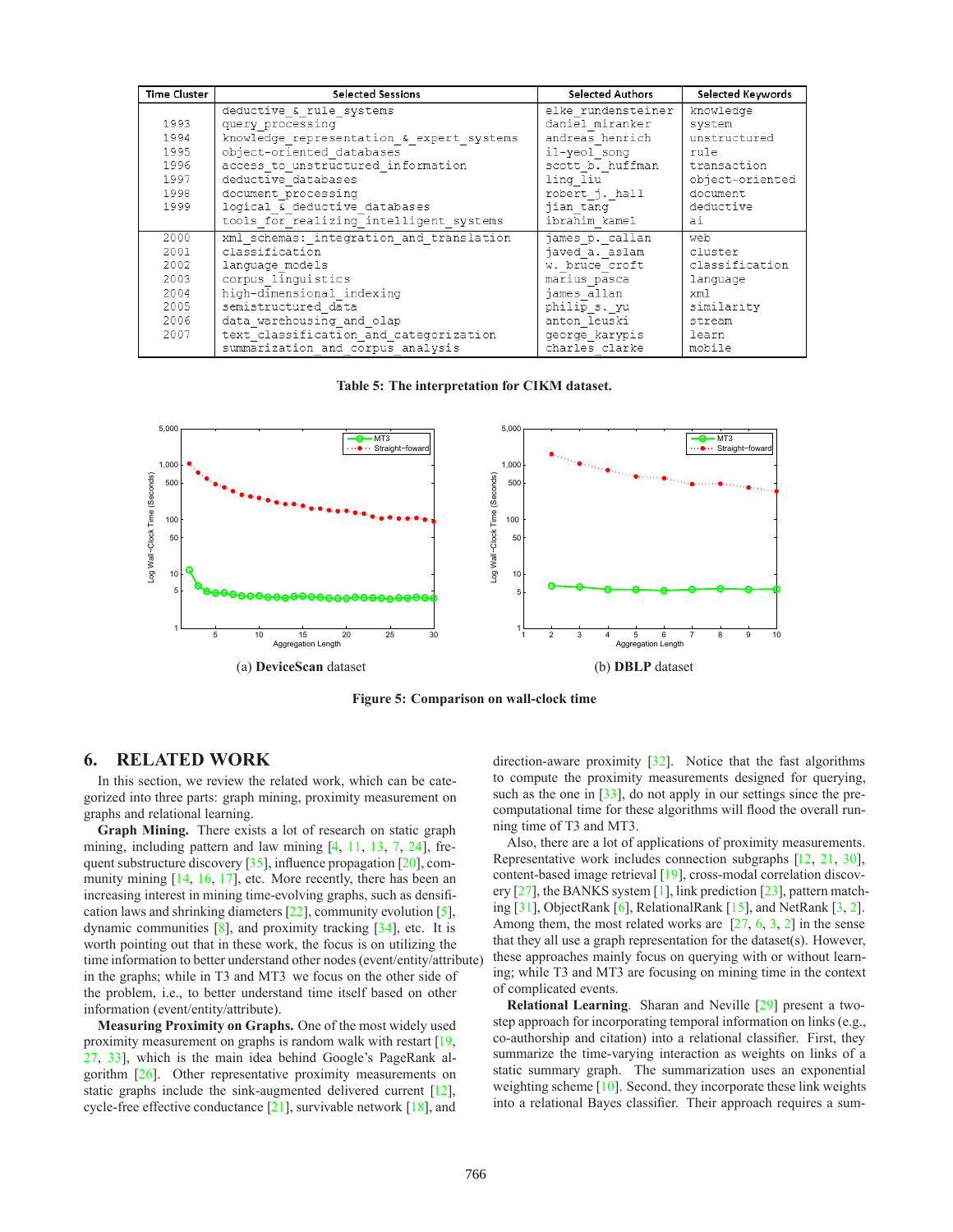| Time Cluster | Selected Sessions | Selected Authors | Selected Keywords |
|---|---|---|---|
| 1993<br>1994<br>1995<br>1996<br>1997<br>1998<br>1999 | deductive_&_rule_systems<br>query_processing<br>knowledge_representation_&_expert_systems<br>object-oriented_databases<br>access_to_unstructured_information<br>deductive_databases<br>document_processing<br>logical_&_deductive_databases<br>tools_for_realizing_intelligent_systems | elke_rundensteiner<br>daniel_miranker<br>andreas_henrich<br>il-yeol_song<br>scott_b._huffman<br>ling_liu<br>robert_j._hall<br>jian_tang<br>ibrahim_kamel | knowledge<br>system<br>unstructured<br>rule<br>transaction<br>object-oriented<br>document<br>deductive<br>ai |
| 2000<br>2001<br>2002<br>2003<br>2004<br>2005<br>2006<br>2007 | xml_schemas:_integration_and_translation<br>classification<br>language_models<br>corpus_linguistics<br>high-dimensional_indexing<br>semistructured_data<br>data_warehousing_and_olap<br>text_classification_and_categorization<br>summarization_and_corpus_analysis | james_p._callan<br>javed_a._aslam<br>w._bruce_croft<br>marius_pasca<br>james_allan<br>philip_s._yu<br>anton_leuski<br>george_karypis<br>charles_clarke | web<br>cluster<br>classification<br>language<br>xml<br>similarity<br>stream<br>learn<br>mobile |

**Table 5: The interpretation for CIKM dataset.**

(a) **DeviceScan** dataset

(b) **DBLP** dataset

**Figure 5: Comparison on wall-clock time**

## 6. RELATED WORK

In this section, we review the related work, which can be categorized into three parts: graph mining, proximity measurement on graphs and relational learning.

**Graph Mining.** There exists a lot of research on static graph mining, including pattern and law mining [4, 11, 13, 7, 24], frequent substructure discovery [35], influence propagation [20], community mining [14, 16, 17], etc. More recently, there has been an increasing interest in mining time-evolving graphs, such as densification laws and shrinking diameters [22], community evolution [5], dynamic communities [8], and proximity tracking [34], etc. It is worth pointing out that in these work, the focus is on utilizing the time information to better understand other nodes (event/entity/attribute) in the graphs; while in T3 and MT3 we focus on the other side of the problem, i.e., to better understand time itself based on other information (event/entity/attribute).

**Measuring Proximity on Graphs.** One of the most widely used proximity measurement on graphs is random walk with restart [19, 27, 33], which is the main idea behind Google's PageRank algorithm [26]. Other representative proximity measurements on static graphs include the sink-augmented delivered current [12], cycle-free effective conductance [21], survivable network [18], and direction-aware proximity [32]. Notice that the fast algorithms to compute the proximity measurements designed for querying, such as the one in [33], do not apply in our settings since the precomputational time for these algorithms will flood the overall running time of T3 and MT3.

Also, there are a lot of applications of proximity measurements. Representative work includes connection subgraphs [12, 21, 30], content-based image retrieval [19], cross-modal correlation discovery [27], the BANKS system [1], link prediction [23], pattern matching [31], ObjectRank [6], RelationalRank [15], and NetRank [3, 2]. Among them, the most related works are [27, 6, 3, 2] in the sense that they all use a graph representation for the dataset(s). However, these approaches mainly focus on querying with or without learning; while T3 and MT3 are focusing on mining time in the context of complicated events.

**Relational Learning**. Sharan and Neville [29] present a two-step approach for incorporating temporal information on links (e.g., co-authorship and citation) into a relational classifier. First, they summarize the time-varying interaction as weights on links of a static summary graph. The summarization uses an exponential weighting scheme [10]. Second, they incorporate these link weights into a relational Bayes classifier. Their approach requires a sum-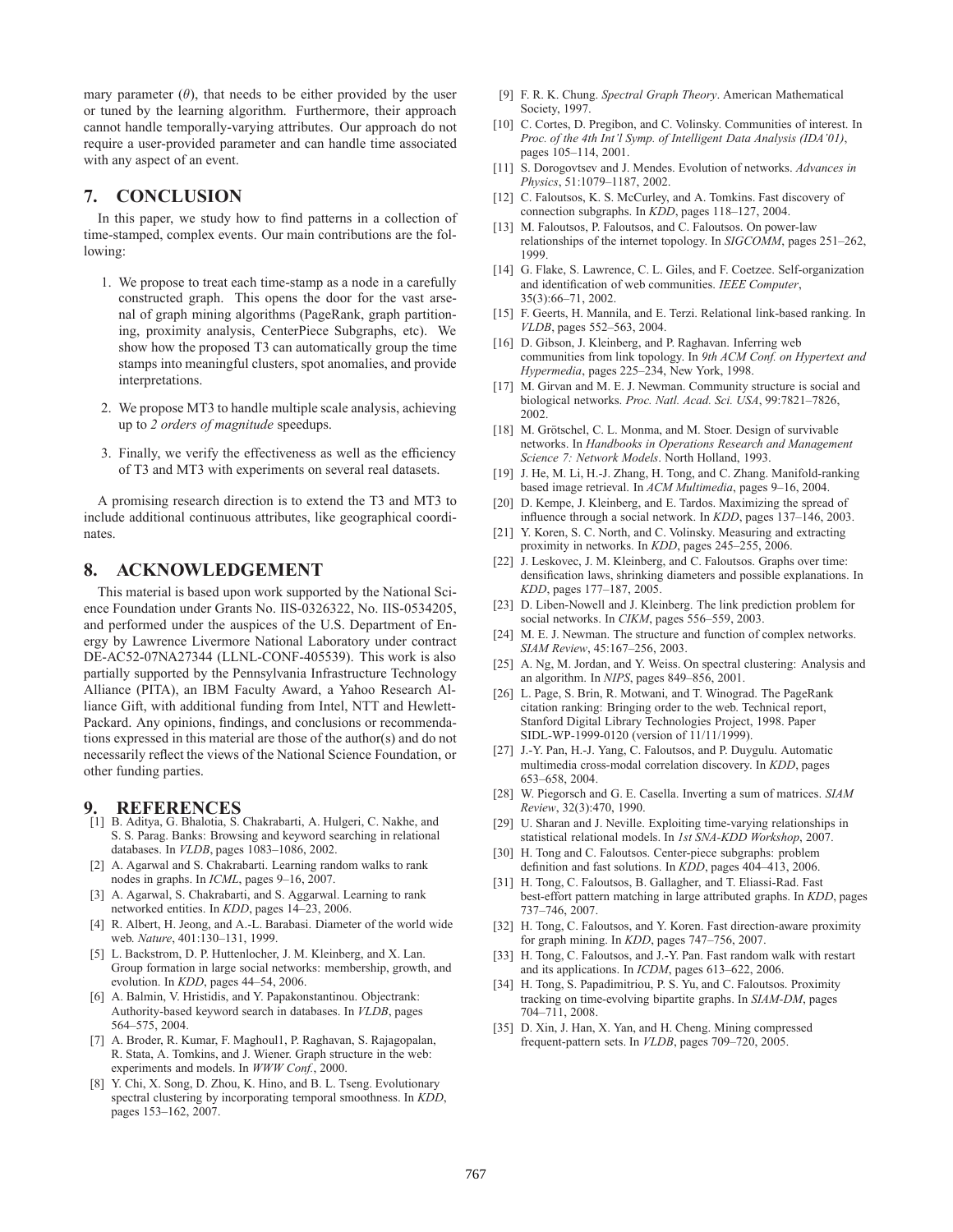mary parameter ($\theta$), that needs to be either provided by the user or tuned by the learning algorithm. Furthermore, their approach cannot handle temporally-varying attributes. Our approach do not require a user-provided parameter and can handle time associated with any aspect of an event.

## 7. CONCLUSION

In this paper, we study how to find patterns in a collection of time-stamped, complex events. Our main contributions are the following:

1. We propose to treat each time-stamp as a node in a carefully constructed graph. This opens the door for the vast arsenal of graph mining algorithms (PageRank, graph partitioning, proximity analysis, CenterPiece Subgraphs, etc). We show how the proposed T3 can automatically group the time stamps into meaningful clusters, spot anomalies, and provide interpretations.
2. We propose MT3 to handle multiple scale analysis, achieving up to *2 orders of magnitude* speedups.
3. Finally, we verify the effectiveness as well as the efficiency of T3 and MT3 with experiments on several real datasets.

A promising research direction is to extend the T3 and MT3 to include additional continuous attributes, like geographical coordinates.

## 8. ACKNOWLEDGEMENT

This material is based upon work supported by the National Science Foundation under Grants No. IIS-0326322, No. IIS-0534205, and performed under the auspices of the U.S. Department of Energy by Lawrence Livermore National Laboratory under contract DE-AC52-07NA27344 (LLNL-CONF-405539). This work is also partially supported by the Pennsylvania Infrastructure Technology Alliance (PITA), an IBM Faculty Award, a Yahoo Research Alliance Gift, with additional funding from Intel, NTT and Hewlett-Packard. Any opinions, findings, and conclusions or recommendations expressed in this material are those of the author(s) and do not necessarily reflect the views of the National Science Foundation, or other funding parties.

## 9. REFERENCES

[1] B. Aditya, G. Bhalotia, S. Chakrabarti, A. Hulgeri, C. Nakhe, and S. S. Parag. Banks: Browsing and keyword searching in relational databases. In *VLDB*, pages 1083–1086, 2002.

[2] A. Agarwal and S. Chakrabarti. Learning random walks to rank nodes in graphs. In *ICML*, pages 9–16, 2007.

[3] A. Agarwal, S. Chakrabarti, and S. Aggarwal. Learning to rank networked entities. In *KDD*, pages 14–23, 2006.

[4] R. Albert, H. Jeong, and A.-L. Barabasi. Diameter of the world wide web. *Nature*, 401:130–131, 1999.

[5] L. Backstrom, D. P. Huttenlocher, J. M. Kleinberg, and X. Lan. Group formation in large social networks: membership, growth, and evolution. In *KDD*, pages 44–54, 2006.

[6] A. Balmin, V. Hristidis, and Y. Papakonstantinou. Objectrank: Authority-based keyword search in databases. In *VLDB*, pages 564–575, 2004.

[7] A. Broder, R. Kumar, F. Maghoul1, P. Raghavan, S. Rajagopalan, R. Stata, A. Tomkins, and J. Wiener. Graph structure in the web: experiments and models. In *WWW Conf.*, 2000.

[8] Y. Chi, X. Song, D. Zhou, K. Hino, and B. L. Tseng. Evolutionary spectral clustering by incorporating temporal smoothness. In *KDD*, pages 153–162, 2007.

[9] F. R. K. Chung. *Spectral Graph Theory*. American Mathematical Society, 1997.

[10] C. Cortes, D. Pregibon, and C. Volinsky. Communities of interest. In *Proc. of the 4th Int'l Symp. of Intelligent Data Analysis (IDA'01)*, pages 105–114, 2001.

[11] S. Dorogovtsev and J. Mendes. Evolution of networks. *Advances in Physics*, 51:1079–1187, 2002.

[12] C. Faloutsos, K. S. McCurley, and A. Tomkins. Fast discovery of connection subgraphs. In *KDD*, pages 118–127, 2004.

[13] M. Faloutsos, P. Faloutsos, and C. Faloutsos. On power-law relationships of the internet topology. In *SIGCOMM*, pages 251–262, 1999.

[14] G. Flake, S. Lawrence, C. L. Giles, and F. Coetzee. Self-organization and identification of web communities. *IEEE Computer*, 35(3):66–71, 2002.

[15] F. Geerts, H. Mannila, and E. Terzi. Relational link-based ranking. In *VLDB*, pages 552–563, 2004.

[16] D. Gibson, J. Kleinberg, and P. Raghavan. Inferring web communities from link topology. In *9th ACM Conf. on Hypertext and Hypermedia*, pages 225–234, New York, 1998.

[17] M. Girvan and M. E. J. Newman. Community structure is social and biological networks. *Proc. Natl. Acad. Sci. USA*, 99:7821–7826, 2002.

[18] M. Grötschel, C. L. Monma, and M. Stoer. Design of survivable networks. In *Handbooks in Operations Research and Management Science 7: Network Models*. North Holland, 1993.

[19] J. He, M. Li, H.-J. Zhang, H. Tong, and C. Zhang. Manifold-ranking based image retrieval. In *ACM Multimedia*, pages 9–16, 2004.

[20] D. Kempe, J. Kleinberg, and E. Tardos. Maximizing the spread of influence through a social network. In *KDD*, pages 137–146, 2003.

[21] Y. Koren, S. C. North, and C. Volinsky. Measuring and extracting proximity in networks. In *KDD*, pages 245–255, 2006.

[22] J. Leskovec, J. M. Kleinberg, and C. Faloutsos. Graphs over time: densification laws, shrinking diameters and possible explanations. In *KDD*, pages 177–187, 2005.

[23] D. Liben-Nowell and J. Kleinberg. The link prediction problem for social networks. In *CIKM*, pages 556–559, 2003.

[24] M. E. J. Newman. The structure and function of complex networks. *SIAM Review*, 45:167–256, 2003.

[25] A. Ng, M. Jordan, and Y. Weiss. On spectral clustering: Analysis and an algorithm. In *NIPS*, pages 849–856, 2001.

[26] L. Page, S. Brin, R. Motwani, and T. Winograd. The PageRank citation ranking: Bringing order to the web. Technical report, Stanford Digital Library Technologies Project, 1998. Paper SIDL-WP-1999-0120 (version of 11/11/1999).

[27] J.-Y. Pan, H.-J. Yang, C. Faloutsos, and P. Duygulu. Automatic multimedia cross-modal correlation discovery. In *KDD*, pages 653–658, 2004.

[28] W. Piegorsch and G. E. Casella. Inverting a sum of matrices. *SIAM Review*, 32(3):470, 1990.

[29] U. Sharan and J. Neville. Exploiting time-varying relationships in statistical relational models. In *1st SNA-KDD Workshop*, 2007.

[30] H. Tong and C. Faloutsos. Center-piece subgraphs: problem definition and fast solutions. In *KDD*, pages 404–413, 2006.

[31] H. Tong, C. Faloutsos, B. Gallagher, and T. Eliassi-Rad. Fast best-effort pattern matching in large attributed graphs. In *KDD*, pages 737–746, 2007.

[32] H. Tong, C. Faloutsos, and Y. Koren. Fast direction-aware proximity for graph mining. In *KDD*, pages 747–756, 2007.

[33] H. Tong, C. Faloutsos, and J.-Y. Pan. Fast random walk with restart and its applications. In *ICDM*, pages 613–622, 2006.

[34] H. Tong, S. Papadimitriou, P. S. Yu, and C. Faloutsos. Proximity tracking on time-evolving bipartite graphs. In *SIAM-DM*, pages 704–711, 2008.

[35] D. Xin, J. Han, X. Yan, and H. Cheng. Mining compressed frequent-pattern sets. In *VLDB*, pages 709–720, 2005.